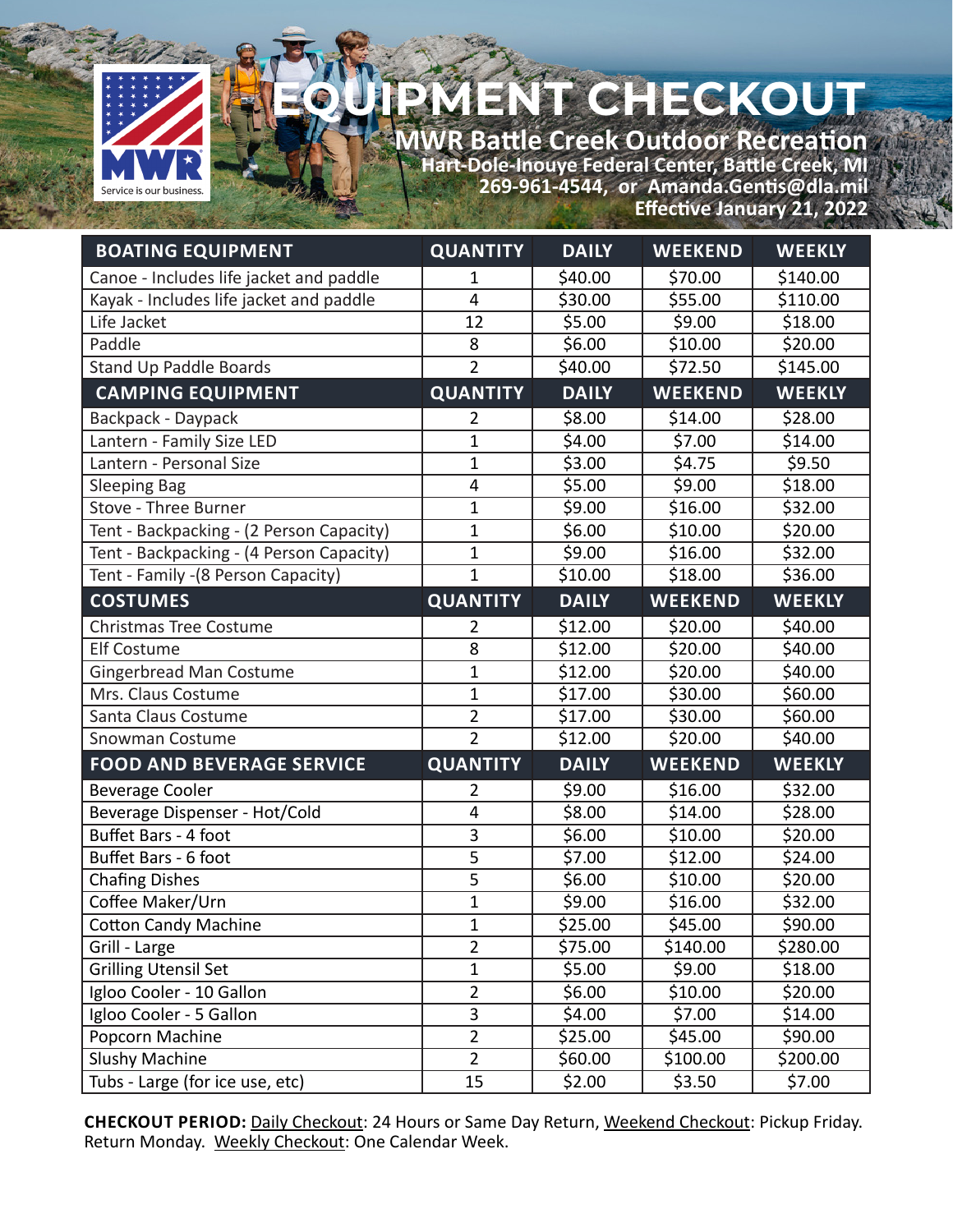# EQUIPMENT CHECKOUT

## MWR Battle Creek Outdoor Recreation

**Hart-Dole-Inouye Federal Center, Battle Creek, MI**
**269-961-4544, or Amanda.Gentis@dla.mil**
**Effective January 21, 2022**

| BOATING EQUIPMENT | QUANTITY | DAILY | WEEKEND | WEEKLY |
|---|---|---|---|---|
| Canoe - Includes life jacket and paddle | 1 | $40.00 | $70.00 | $140.00 |
| Kayak - Includes life jacket and paddle | 4 | $30.00 | $55.00 | $110.00 |
| Life Jacket | 12 | $5.00 | $9.00 | $18.00 |
| Paddle | 8 | $6.00 | $10.00 | $20.00 |
| Stand Up Paddle Boards | 2 | $40.00 | $72.50 | $145.00 |
| **CAMPING EQUIPMENT** | **QUANTITY** | **DAILY** | **WEEKEND** | **WEEKLY** |
| Backpack - Daypack | 2 | $8.00 | $14.00 | $28.00 |
| Lantern - Family Size LED | 1 | $4.00 | $7.00 | $14.00 |
| Lantern - Personal Size | 1 | $3.00 | $4.75 | $9.50 |
| Sleeping Bag | 4 | $5.00 | $9.00 | $18.00 |
| Stove - Three Burner | 1 | $9.00 | $16.00 | $32.00 |
| Tent - Backpacking - (2 Person Capacity) | 1 | $6.00 | $10.00 | $20.00 |
| Tent - Backpacking - (4 Person Capacity) | 1 | $9.00 | $16.00 | $32.00 |
| Tent - Family -(8 Person Capacity) | 1 | $10.00 | $18.00 | $36.00 |
| **COSTUMES** | **QUANTITY** | **DAILY** | **WEEKEND** | **WEEKLY** |
| Christmas Tree Costume | 2 | $12.00 | $20.00 | $40.00 |
| Elf Costume | 8 | $12.00 | $20.00 | $40.00 |
| Gingerbread Man Costume | 1 | $12.00 | $20.00 | $40.00 |
| Mrs. Claus Costume | 1 | $17.00 | $30.00 | $60.00 |
| Santa Claus Costume | 2 | $17.00 | $30.00 | $60.00 |
| Snowman Costume | 2 | $12.00 | $20.00 | $40.00 |
| **FOOD AND BEVERAGE SERVICE** | **QUANTITY** | **DAILY** | **WEEKEND** | **WEEKLY** |
| Beverage Cooler | 2 | $9.00 | $16.00 | $32.00 |
| Beverage Dispenser - Hot/Cold | 4 | $8.00 | $14.00 | $28.00 |
| Buffet Bars - 4 foot | 3 | $6.00 | $10.00 | $20.00 |
| Buffet Bars - 6 foot | 5 | $7.00 | $12.00 | $24.00 |
| Chafing Dishes | 5 | $6.00 | $10.00 | $20.00 |
| Coffee Maker/Urn | 1 | $9.00 | $16.00 | $32.00 |
| Cotton Candy Machine | 1 | $25.00 | $45.00 | $90.00 |
| Grill - Large | 2 | $75.00 | $140.00 | $280.00 |
| Grilling Utensil Set | 1 | $5.00 | $9.00 | $18.00 |
| Igloo Cooler - 10 Gallon | 2 | $6.00 | $10.00 | $20.00 |
| Igloo Cooler - 5 Gallon | 3 | $4.00 | $7.00 | $14.00 |
| Popcorn Machine | 2 | $25.00 | $45.00 | $90.00 |
| Slushy Machine | 2 | $60.00 | $100.00 | $200.00 |
| Tubs - Large (for ice use, etc) | 15 | $2.00 | $3.50 | $7.00 |

**CHECKOUT PERIOD:** Daily Checkout: 24 Hours or Same Day Return, Weekend Checkout: Pickup Friday. Return Monday. Weekly Checkout: One Calendar Week.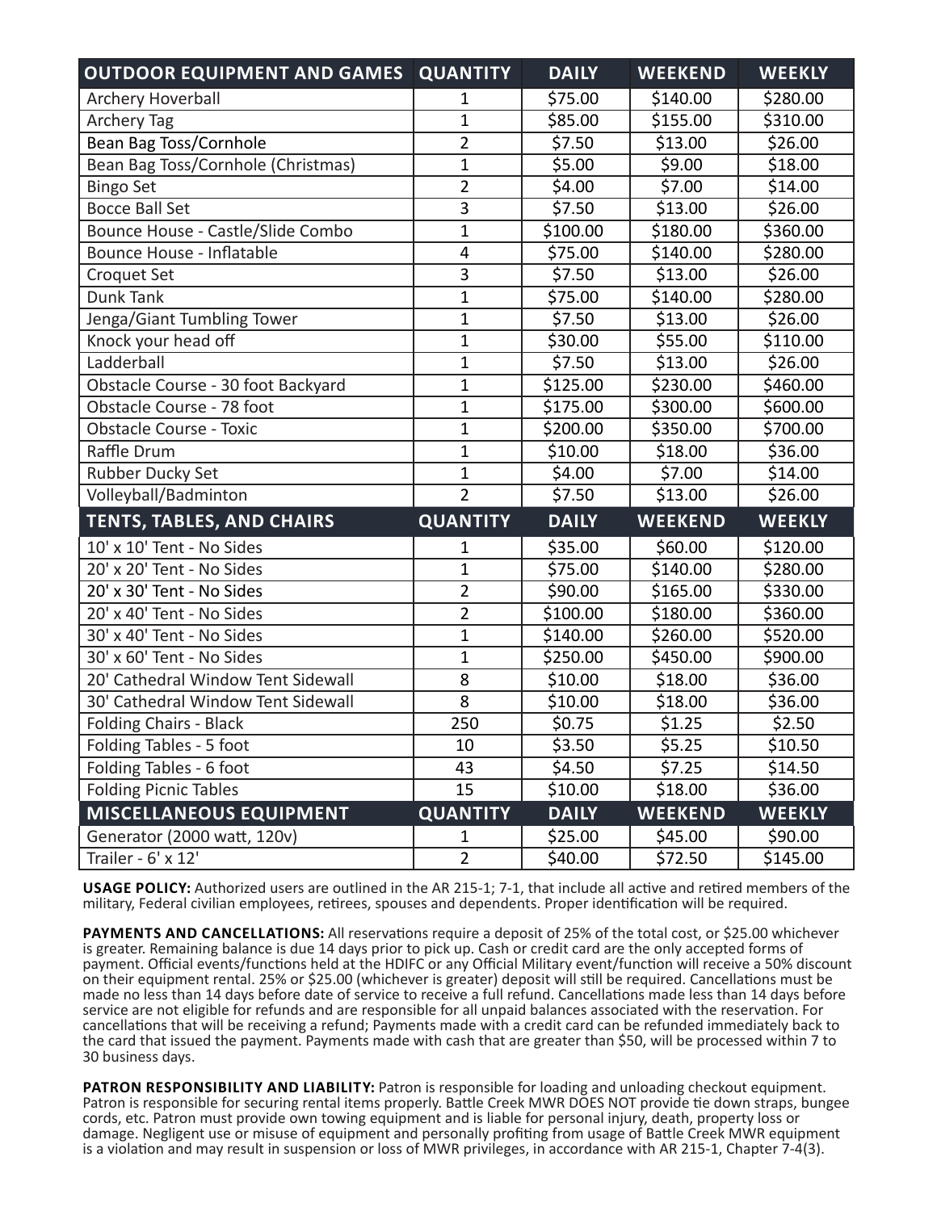| OUTDOOR EQUIPMENT AND GAMES | QUANTITY | DAILY | WEEKEND | WEEKLY |
|---|---|---|---|---|
| Archery Hoverball | 1 | $75.00 | $140.00 | $280.00 |
| Archery Tag | 1 | $85.00 | $155.00 | $310.00 |
| Bean Bag Toss/Cornhole | 2 | $7.50 | $13.00 | $26.00 |
| Bean Bag Toss/Cornhole (Christmas) | 1 | $5.00 | $9.00 | $18.00 |
| Bingo Set | 2 | $4.00 | $7.00 | $14.00 |
| Bocce Ball Set | 3 | $7.50 | $13.00 | $26.00 |
| Bounce House - Castle/Slide Combo | 1 | $100.00 | $180.00 | $360.00 |
| Bounce House - Inflatable | 4 | $75.00 | $140.00 | $280.00 |
| Croquet Set | 3 | $7.50 | $13.00 | $26.00 |
| Dunk Tank | 1 | $75.00 | $140.00 | $280.00 |
| Jenga/Giant Tumbling Tower | 1 | $7.50 | $13.00 | $26.00 |
| Knock your head off | 1 | $30.00 | $55.00 | $110.00 |
| Ladderball | 1 | $7.50 | $13.00 | $26.00 |
| Obstacle Course - 30 foot Backyard | 1 | $125.00 | $230.00 | $460.00 |
| Obstacle Course - 78 foot | 1 | $175.00 | $300.00 | $600.00 |
| Obstacle Course - Toxic | 1 | $200.00 | $350.00 | $700.00 |
| Raffle Drum | 1 | $10.00 | $18.00 | $36.00 |
| Rubber Ducky Set | 1 | $4.00 | $7.00 | $14.00 |
| Volleyball/Badminton | 2 | $7.50 | $13.00 | $26.00 |
| **TENTS, TABLES, AND CHAIRS** | **QUANTITY** | **DAILY** | **WEEKEND** | **WEEKLY** |
| 10' x 10' Tent - No Sides | 1 | $35.00 | $60.00 | $120.00 |
| 20' x 20' Tent - No Sides | 1 | $75.00 | $140.00 | $280.00 |
| 20' x 30' Tent - No Sides | 2 | $90.00 | $165.00 | $330.00 |
| 20' x 40' Tent - No Sides | 2 | $100.00 | $180.00 | $360.00 |
| 30' x 40' Tent - No Sides | 1 | $140.00 | $260.00 | $520.00 |
| 30' x 60' Tent - No Sides | 1 | $250.00 | $450.00 | $900.00 |
| 20' Cathedral Window Tent Sidewall | 8 | $10.00 | $18.00 | $36.00 |
| 30' Cathedral Window Tent Sidewall | 8 | $10.00 | $18.00 | $36.00 |
| Folding Chairs - Black | 250 | $0.75 | $1.25 | $2.50 |
| Folding Tables - 5 foot | 10 | $3.50 | $5.25 | $10.50 |
| Folding Tables - 6 foot | 43 | $4.50 | $7.25 | $14.50 |
| Folding Picnic Tables | 15 | $10.00 | $18.00 | $36.00 |
| **MISCELLANEOUS EQUIPMENT** | **QUANTITY** | **DAILY** | **WEEKEND** | **WEEKLY** |
| Generator (2000 watt, 120v) | 1 | $25.00 | $45.00 | $90.00 |
| Trailer - 6' x 12' | 2 | $40.00 | $72.50 | $145.00 |

**USAGE POLICY:** Authorized users are outlined in the AR 215-1; 7-1, that include all active and retired members of the military, Federal civilian employees, retirees, spouses and dependents. Proper identification will be required.

**PAYMENTS AND CANCELLATIONS:** All reservations require a deposit of 25% of the total cost, or $25.00 whichever is greater. Remaining balance is due 14 days prior to pick up. Cash or credit card are the only accepted forms of payment. Official events/functions held at the HDIFC or any Official Military event/function will receive a 50% discount on their equipment rental. 25% or $25.00 (whichever is greater) deposit will still be required. Cancellations must be made no less than 14 days before date of service to receive a full refund. Cancellations made less than 14 days before service are not eligible for refunds and are responsible for all unpaid balances associated with the reservation. For cancellations that will be receiving a refund; Payments made with a credit card can be refunded immediately back to the card that issued the payment. Payments made with cash that are greater than $50, will be processed within 7 to 30 business days.

**PATRON RESPONSIBILITY AND LIABILITY:** Patron is responsible for loading and unloading checkout equipment. Patron is responsible for securing rental items properly. Battle Creek MWR DOES NOT provide tie down straps, bungee cords, etc. Patron must provide own towing equipment and is liable for personal injury, death, property loss or damage. Negligent use or misuse of equipment and personally profiting from usage of Battle Creek MWR equipment is a violation and may result in suspension or loss of MWR privileges, in accordance with AR 215-1, Chapter 7-4(3).